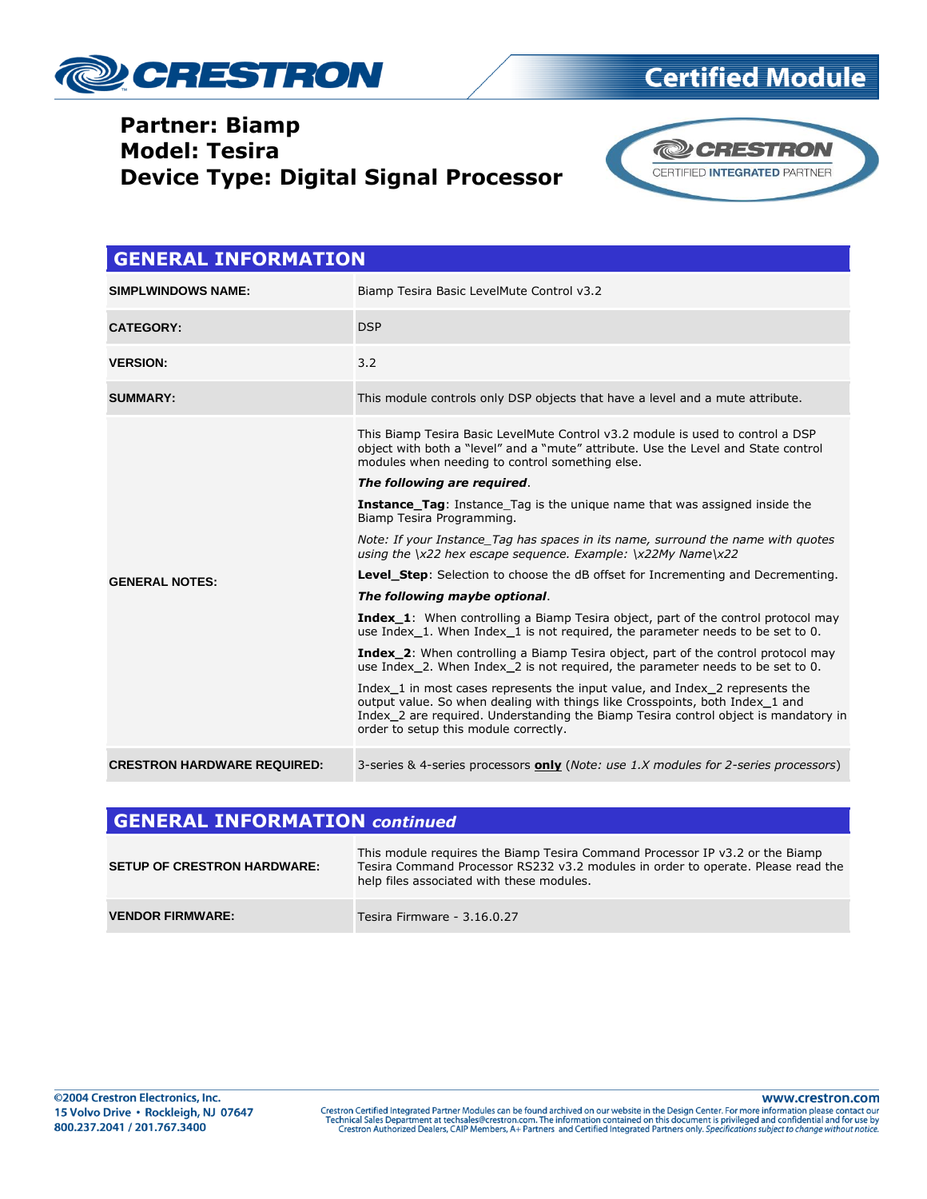# Certified Module

**Partner: Biamp**
**Model: Tesira**
**Device Type: Digital Signal Processor**

CRESTRON CERTIFIED INTEGRATED PARTNER

## GENERAL INFORMATION

| | |
|---|---|
| **SIMPLWINDOWS NAME:** | Biamp Tesira Basic LevelMute Control v3.2 |
| **CATEGORY:** | DSP |
| **VERSION:** | 3.2 |
| **SUMMARY:** | This module controls only DSP objects that have a level and a mute attribute. |
| **GENERAL NOTES:** | This Biamp Tesira Basic LevelMute Control v3.2 module is used to control a DSP object with both a "level" and a "mute" attribute. Use the Level and State control modules when needing to control something else.<br><br>***The following are required***.<br><br>**Instance_Tag**: Instance_Tag is the unique name that was assigned inside the Biamp Tesira Programming.<br><br>*Note: If your Instance_Tag has spaces in its name, surround the name with quotes using the \x22 hex escape sequence. Example: \x22My Name\x22*<br><br>**Level_Step**: Selection to choose the dB offset for Incrementing and Decrementing.<br><br>***The following maybe optional***.<br><br>**Index_1**: When controlling a Biamp Tesira object, part of the control protocol may use Index_1. When Index_1 is not required, the parameter needs to be set to 0.<br><br>**Index_2**: When controlling a Biamp Tesira object, part of the control protocol may use Index_2. When Index_2 is not required, the parameter needs to be set to 0.<br><br>Index_1 in most cases represents the input value, and Index_2 represents the output value. So when dealing with things like Crosspoints, both Index_1 and Index_2 are required. Understanding the Biamp Tesira control object is mandatory in order to setup this module correctly. |
| **CRESTRON HARDWARE REQUIRED:** | 3-series & 4-series processors **only** (*Note: use 1.X modules for 2-series processors*) |

## GENERAL INFORMATION *continued*

| | |
|---|---|
| **SETUP OF CRESTRON HARDWARE:** | This module requires the Biamp Tesira Command Processor IP v3.2 or the Biamp Tesira Command Processor RS232 v3.2 modules in order to operate. Please read the help files associated with these modules. |
| **VENDOR FIRMWARE:** | Tesira Firmware - 3.16.0.27 |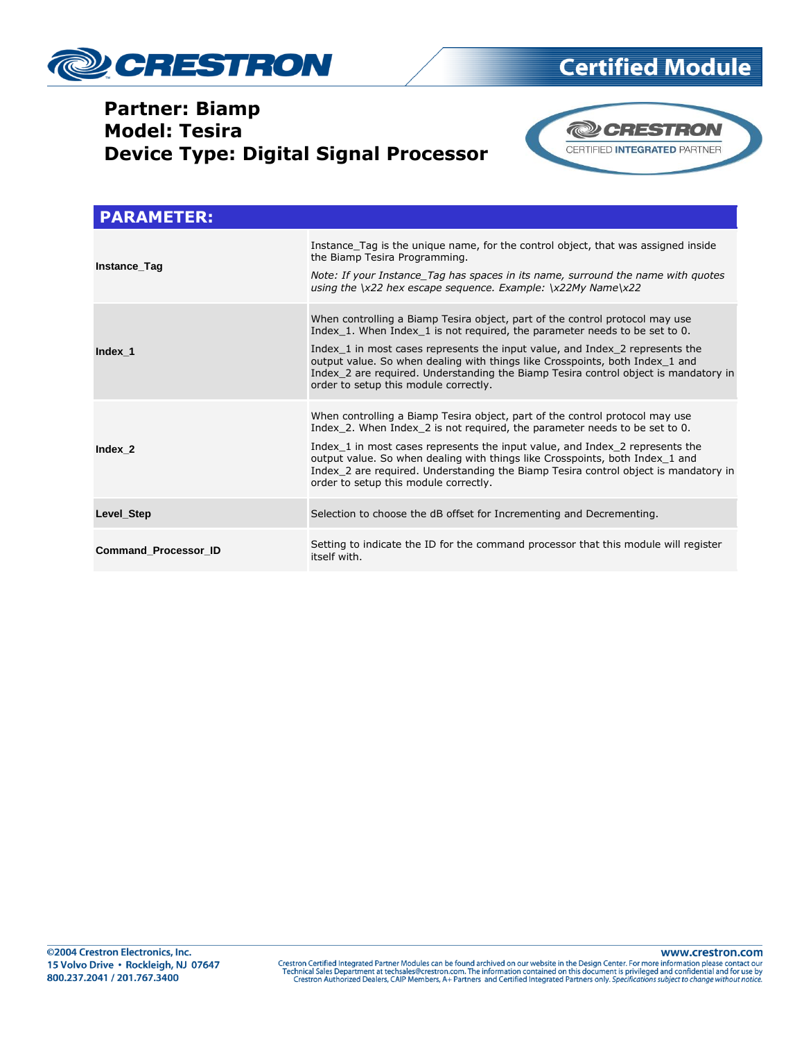# Partner: Biamp
# Model: Tesira
# Device Type: Digital Signal Processor

## PARAMETER:

| | |
|---|---|
| **Instance_Tag** | Instance_Tag is the unique name, for the control object, that was assigned inside the Biamp Tesira Programming.<br><br>*Note: If your Instance_Tag has spaces in its name, surround the name with quotes using the \x22 hex escape sequence. Example: \x22My Name\x22* |
| **Index_1** | When controlling a Biamp Tesira object, part of the control protocol may use Index_1. When Index_1 is not required, the parameter needs to be set to 0.<br><br>Index_1 in most cases represents the input value, and Index_2 represents the output value. So when dealing with things like Crosspoints, both Index_1 and Index_2 are required. Understanding the Biamp Tesira control object is mandatory in order to setup this module correctly. |
| **Index_2** | When controlling a Biamp Tesira object, part of the control protocol may use Index_2. When Index_2 is not required, the parameter needs to be set to 0.<br><br>Index_1 in most cases represents the input value, and Index_2 represents the output value. So when dealing with things like Crosspoints, both Index_1 and Index_2 are required. Understanding the Biamp Tesira control object is mandatory in order to setup this module correctly. |
| **Level_Step** | Selection to choose the dB offset for Incrementing and Decrementing. |
| **Command_Processor_ID** | Setting to indicate the ID for the command processor that this module will register itself with. |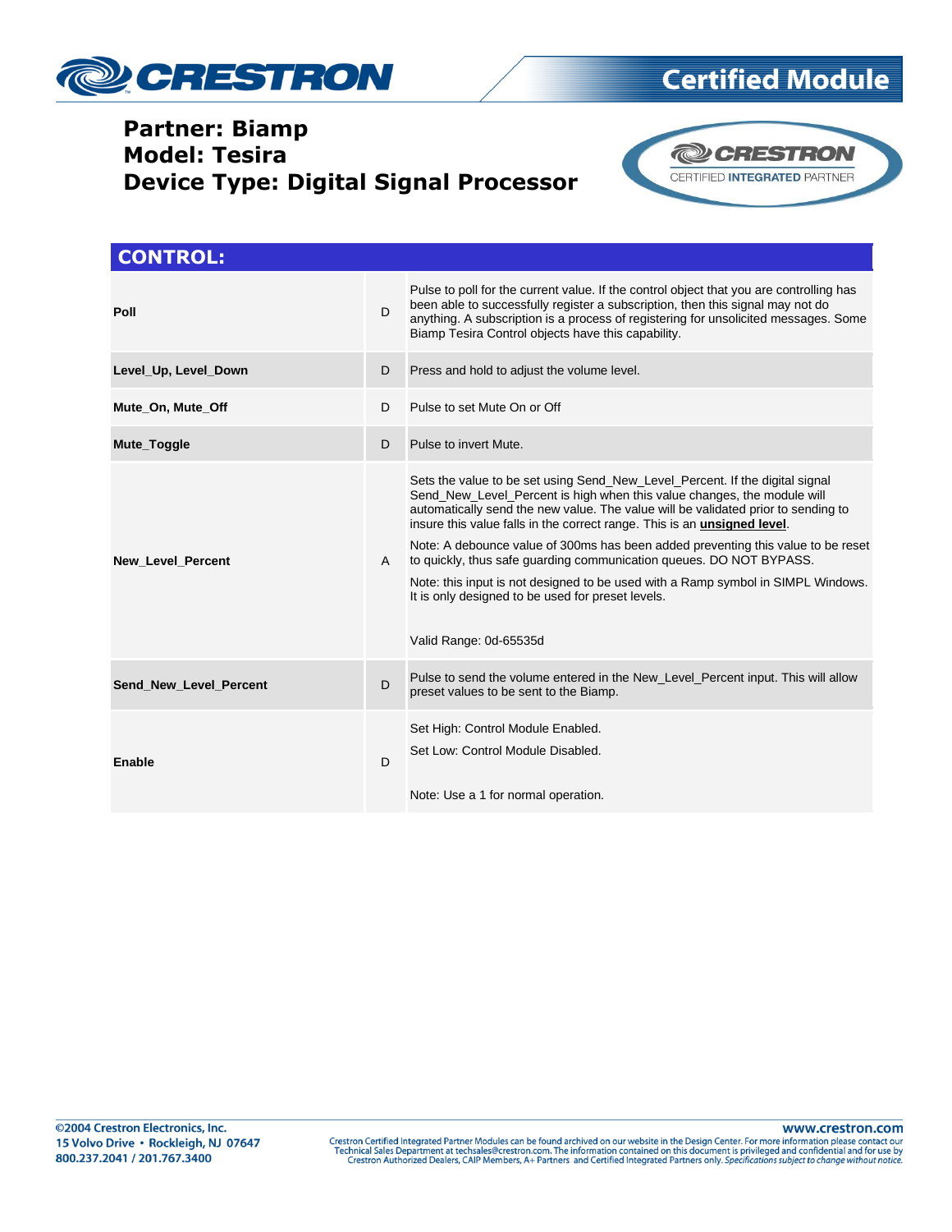Partner: Biamp
Model: Tesira
Device Type: Digital Signal Processor

## CONTROL:

| | | |
|---|---|---|
| **Poll** | D | Pulse to poll for the current value. If the control object that you are controlling has been able to successfully register a subscription, then this signal may not do anything. A subscription is a process of registering for unsolicited messages. Some Biamp Tesira Control objects have this capability. |
| **Level_Up, Level_Down** | D | Press and hold to adjust the volume level. |
| **Mute_On, Mute_Off** | D | Pulse to set Mute On or Off |
| **Mute_Toggle** | D | Pulse to invert Mute. |
| **New_Level_Percent** | A | Sets the value to be set using Send_New_Level_Percent. If the digital signal Send_New_Level_Percent is high when this value changes, the module will automatically send the new value. The value will be validated prior to sending to insure this value falls in the correct range. This is an **unsigned level**.<br><br>Note: A debounce value of 300ms has been added preventing this value to be reset to quickly, thus safe guarding communication queues. DO NOT BYPASS.<br><br>Note: this input is not designed to be used with a Ramp symbol in SIMPL Windows. It is only designed to be used for preset levels.<br><br>Valid Range: 0d-65535d |
| **Send_New_Level_Percent** | D | Pulse to send the volume entered in the New_Level_Percent input. This will allow preset values to be sent to the Biamp. |
| **Enable** | D | Set High: Control Module Enabled.<br><br>Set Low: Control Module Disabled.<br><br>Note: Use a 1 for normal operation. |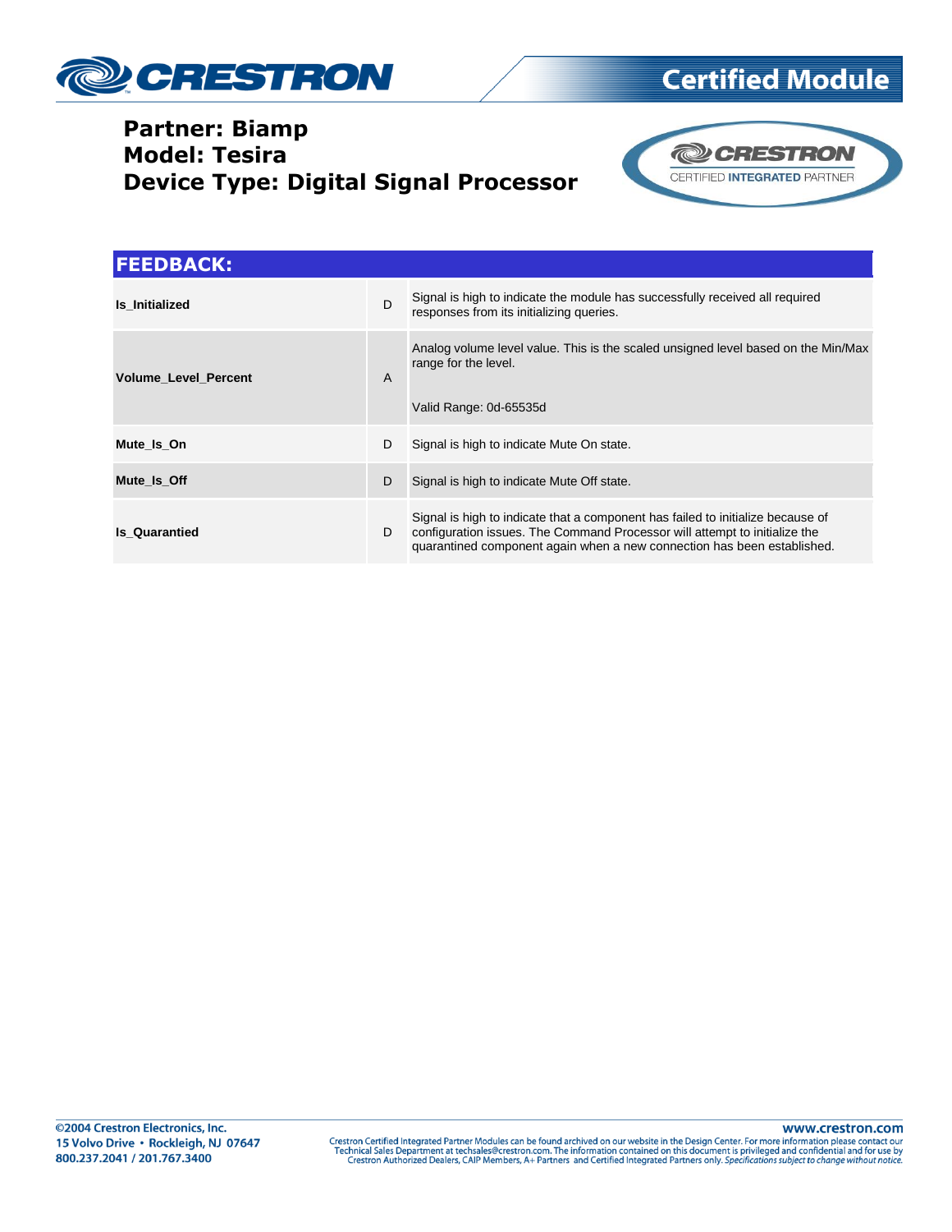**Partner: Biamp**
**Model: Tesira**
**Device Type: Digital Signal Processor**

## FEEDBACK:

| | | |
|---|---|---|
| **Is_Initialized** | D | Signal is high to indicate the module has successfully received all required responses from its initializing queries. |
| **Volume_Level_Percent** | A | Analog volume level value. This is the scaled unsigned level based on the Min/Max range for the level.<br><br>Valid Range: 0d-65535d |
| **Mute_Is_On** | D | Signal is high to indicate Mute On state. |
| **Mute_Is_Off** | D | Signal is high to indicate Mute Off state. |
| **Is_Quarantied** | D | Signal is high to indicate that a component has failed to initialize because of configuration issues. The Command Processor will attempt to initialize the quarantined component again when a new connection has been established. |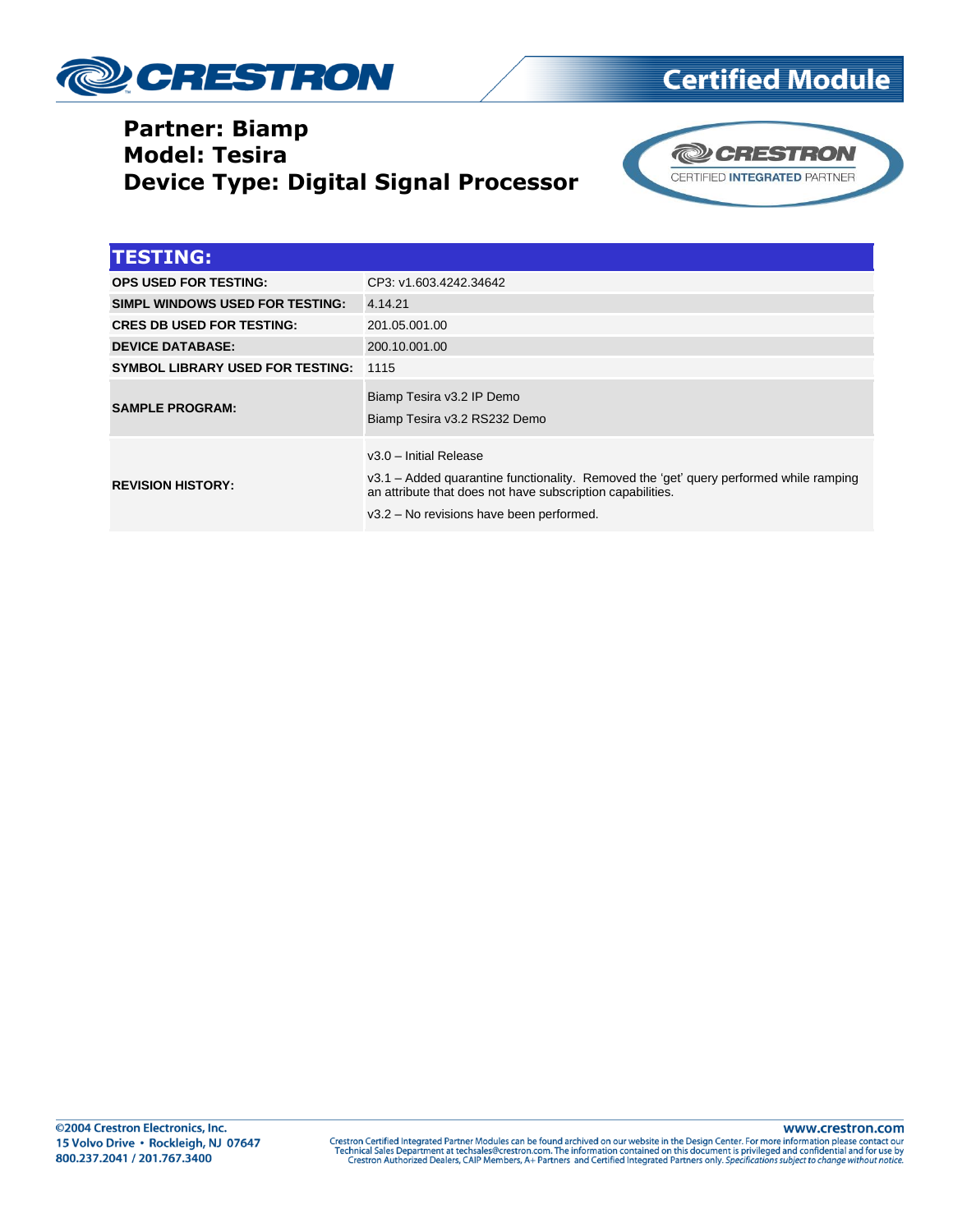# Partner: Biamp
# Model: Tesira
# Device Type: Digital Signal Processor

## TESTING:

| | |
|---|---|
| **OPS USED FOR TESTING:** | CP3: v1.603.4242.34642 |
| **SIMPL WINDOWS USED FOR TESTING:** | 4.14.21 |
| **CRES DB USED FOR TESTING:** | 201.05.001.00 |
| **DEVICE DATABASE:** | 200.10.001.00 |
| **SYMBOL LIBRARY USED FOR TESTING:** | 1115 |
| **SAMPLE PROGRAM:** | Biamp Tesira v3.2 IP Demo<br>Biamp Tesira v3.2 RS232 Demo |
| **REVISION HISTORY:** | v3.0 – Initial Release<br>v3.1 – Added quarantine functionality. Removed the 'get' query performed while ramping an attribute that does not have subscription capabilities.<br>v3.2 – No revisions have been performed. |